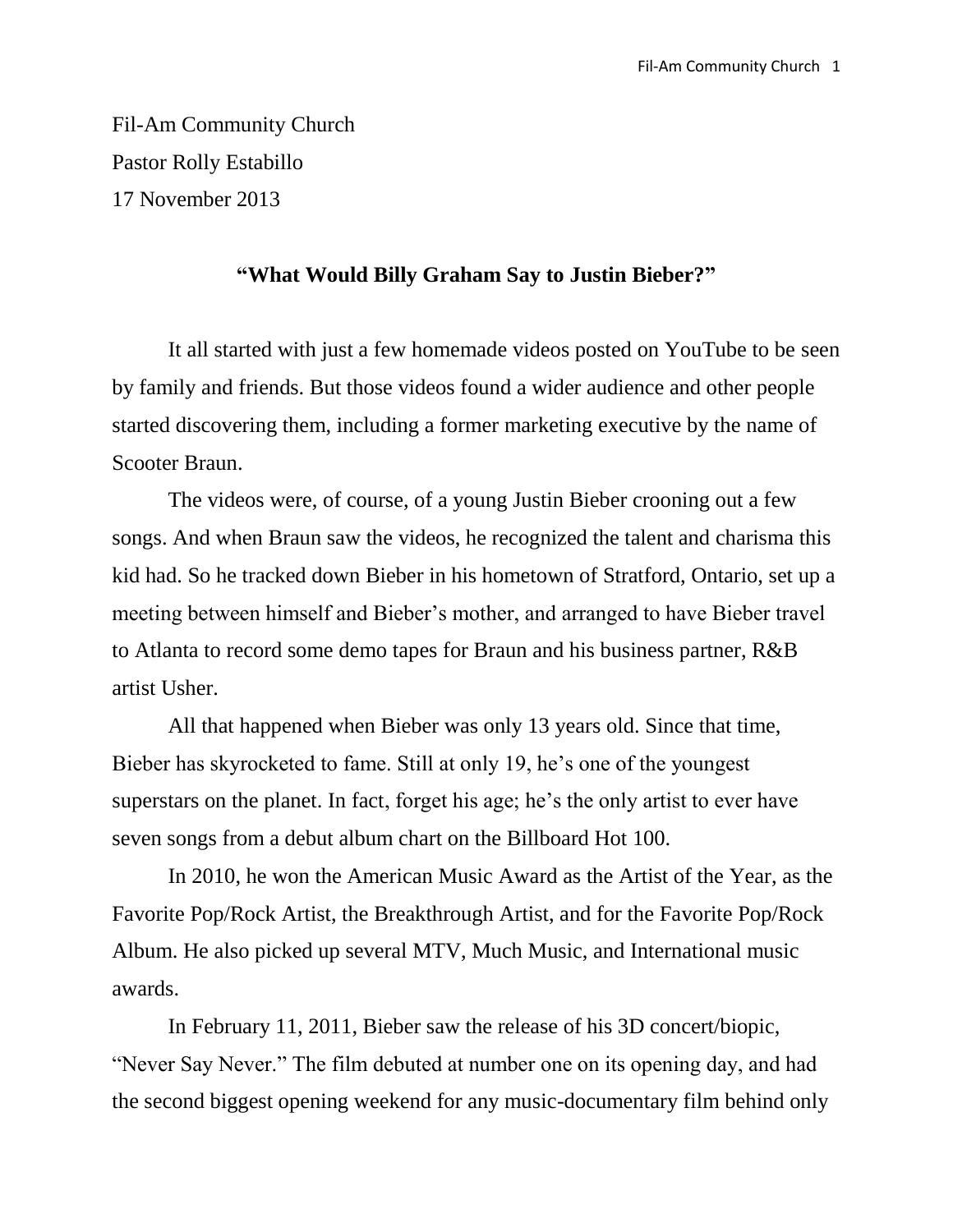Fil-Am Community Church
Pastor Rolly Estabillo
17 November 2013

## "What Would Billy Graham Say to Justin Bieber?"

It all started with just a few homemade videos posted on YouTube to be seen by family and friends. But those videos found a wider audience and other people started discovering them, including a former marketing executive by the name of Scooter Braun.

The videos were, of course, of a young Justin Bieber crooning out a few songs. And when Braun saw the videos, he recognized the talent and charisma this kid had. So he tracked down Bieber in his hometown of Stratford, Ontario, set up a meeting between himself and Bieber's mother, and arranged to have Bieber travel to Atlanta to record some demo tapes for Braun and his business partner, R&B artist Usher.

All that happened when Bieber was only 13 years old. Since that time, Bieber has skyrocketed to fame. Still at only 19, he's one of the youngest superstars on the planet. In fact, forget his age; he's the only artist to ever have seven songs from a debut album chart on the Billboard Hot 100.

In 2010, he won the American Music Award as the Artist of the Year, as the Favorite Pop/Rock Artist, the Breakthrough Artist, and for the Favorite Pop/Rock Album. He also picked up several MTV, Much Music, and International music awards.

In February 11, 2011, Bieber saw the release of his 3D concert/biopic, "Never Say Never." The film debuted at number one on its opening day, and had the second biggest opening weekend for any music-documentary film behind only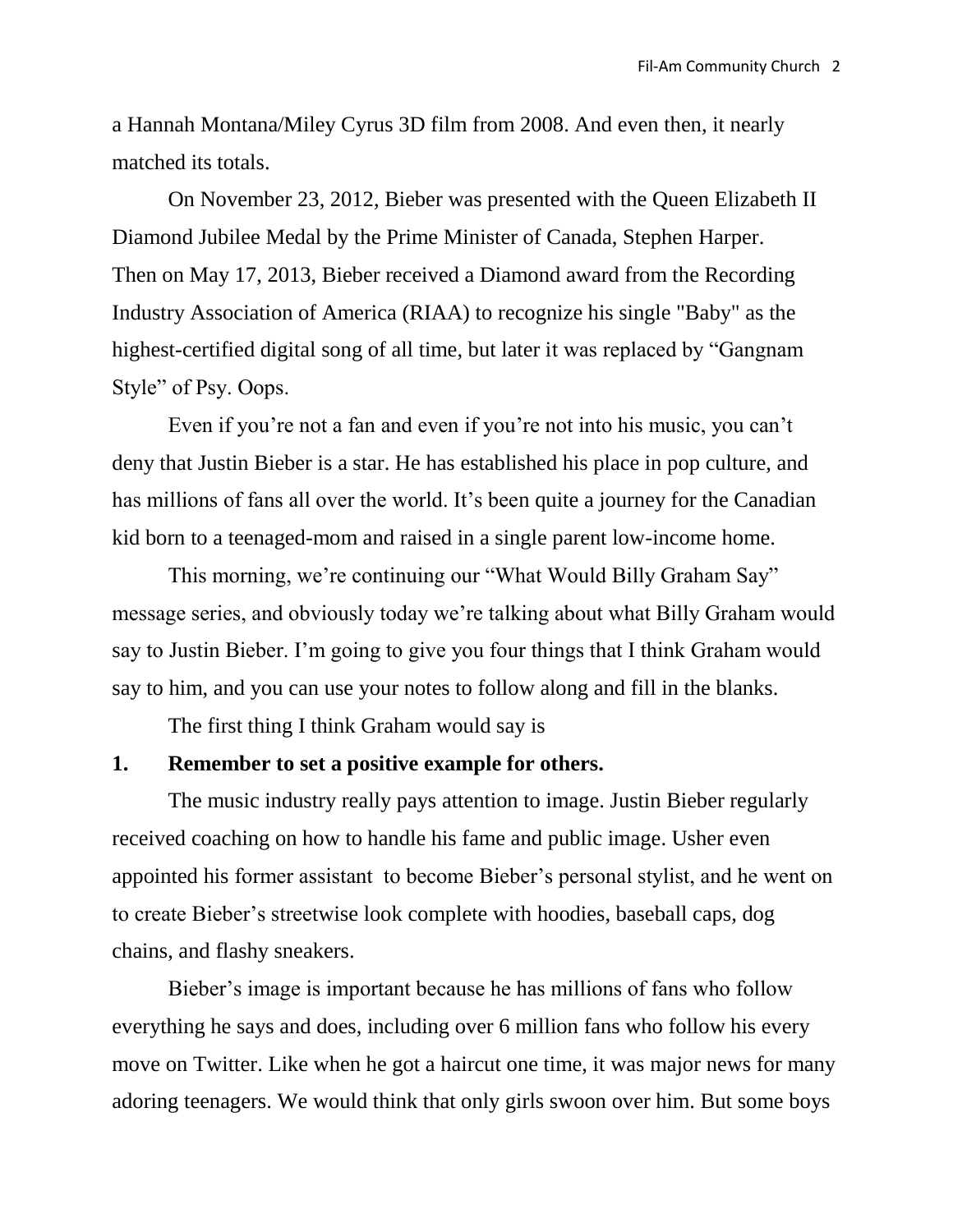a Hannah Montana/Miley Cyrus 3D film from 2008. And even then, it nearly matched its totals.

On November 23, 2012, Bieber was presented with the Queen Elizabeth II Diamond Jubilee Medal by the Prime Minister of Canada, Stephen Harper. Then on May 17, 2013, Bieber received a Diamond award from the Recording Industry Association of America (RIAA) to recognize his single "Baby" as the highest-certified digital song of all time, but later it was replaced by “Gangnam Style” of Psy. Oops.

Even if you’re not a fan and even if you’re not into his music, you can’t deny that Justin Bieber is a star. He has established his place in pop culture, and has millions of fans all over the world. It’s been quite a journey for the Canadian kid born to a teenaged-mom and raised in a single parent low-income home.

This morning, we’re continuing our “What Would Billy Graham Say” message series, and obviously today we’re talking about what Billy Graham would say to Justin Bieber. I’m going to give you four things that I think Graham would say to him, and you can use your notes to follow along and fill in the blanks.

The first thing I think Graham would say is

**1. Remember to set a positive example for others.**

The music industry really pays attention to image. Justin Bieber regularly received coaching on how to handle his fame and public image. Usher even appointed his former assistant to become Bieber’s personal stylist, and he went on to create Bieber’s streetwise look complete with hoodies, baseball caps, dog chains, and flashy sneakers.

Bieber’s image is important because he has millions of fans who follow everything he says and does, including over 6 million fans who follow his every move on Twitter. Like when he got a haircut one time, it was major news for many adoring teenagers. We would think that only girls swoon over him. But some boys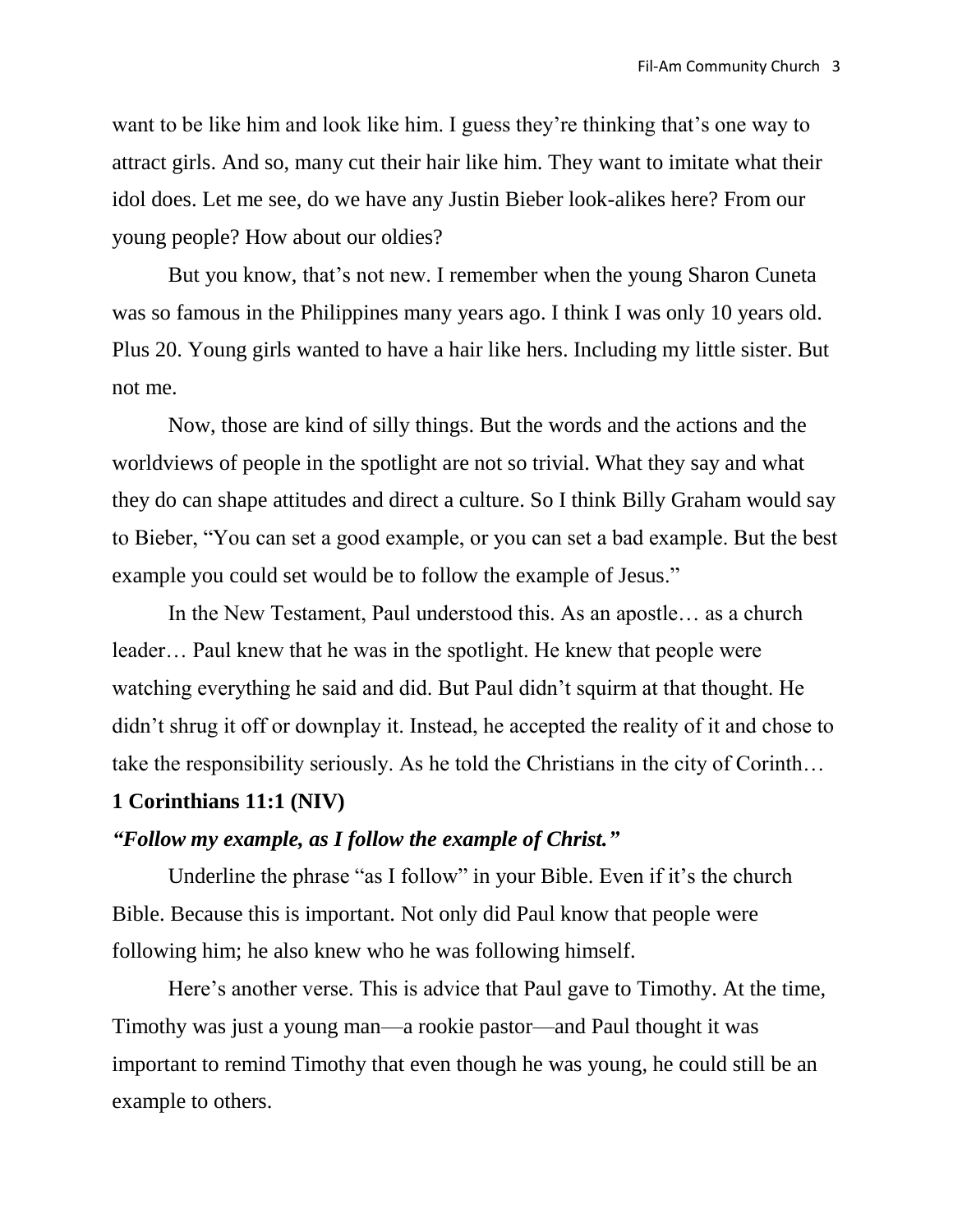want to be like him and look like him. I guess they're thinking that's one way to attract girls. And so, many cut their hair like him. They want to imitate what their idol does. Let me see, do we have any Justin Bieber look-alikes here? From our young people? How about our oldies?

But you know, that's not new. I remember when the young Sharon Cuneta was so famous in the Philippines many years ago. I think I was only 10 years old. Plus 20. Young girls wanted to have a hair like hers. Including my little sister. But not me.

Now, those are kind of silly things. But the words and the actions and the worldviews of people in the spotlight are not so trivial. What they say and what they do can shape attitudes and direct a culture. So I think Billy Graham would say to Bieber, "You can set a good example, or you can set a bad example. But the best example you could set would be to follow the example of Jesus."

In the New Testament, Paul understood this. As an apostle… as a church leader… Paul knew that he was in the spotlight. He knew that people were watching everything he said and did. But Paul didn't squirm at that thought. He didn't shrug it off or downplay it. Instead, he accepted the reality of it and chose to take the responsibility seriously. As he told the Christians in the city of Corinth…

**1 Corinthians 11:1 (NIV)**

***"Follow my example, as I follow the example of Christ."***

Underline the phrase "as I follow" in your Bible. Even if it's the church Bible. Because this is important. Not only did Paul know that people were following him; he also knew who he was following himself.

Here's another verse. This is advice that Paul gave to Timothy. At the time, Timothy was just a young man—a rookie pastor—and Paul thought it was important to remind Timothy that even though he was young, he could still be an example to others.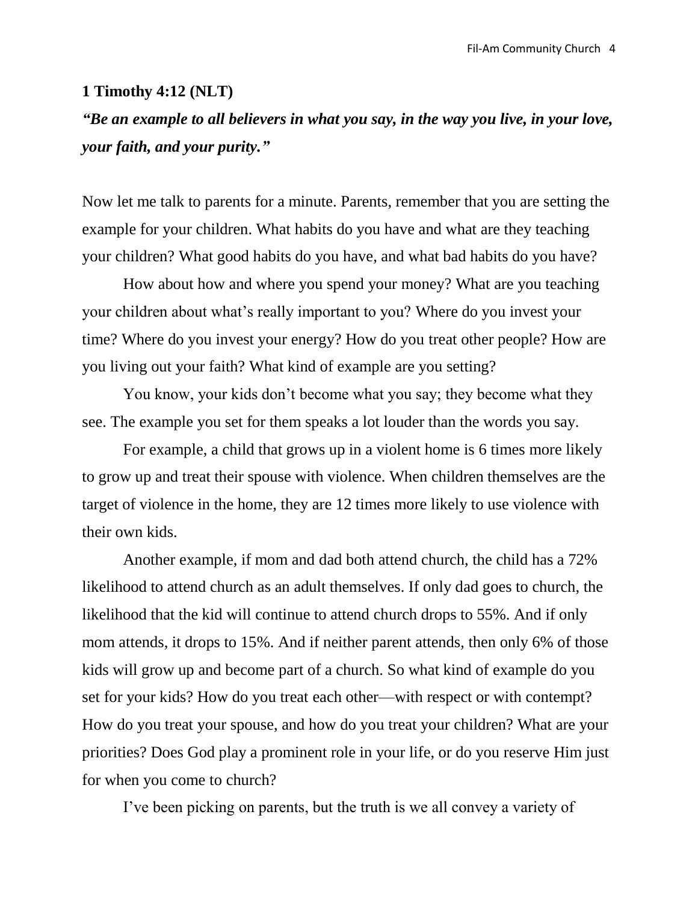**1 Timothy 4:12 (NLT)**

***"Be an example to all believers in what you say, in the way you live, in your love, your faith, and your purity."***

Now let me talk to parents for a minute. Parents, remember that you are setting the example for your children. What habits do you have and what are they teaching your children? What good habits do you have, and what bad habits do you have?

How about how and where you spend your money? What are you teaching your children about what's really important to you? Where do you invest your time? Where do you invest your energy? How do you treat other people? How are you living out your faith? What kind of example are you setting?

You know, your kids don't become what you say; they become what they see. The example you set for them speaks a lot louder than the words you say.

For example, a child that grows up in a violent home is 6 times more likely to grow up and treat their spouse with violence. When children themselves are the target of violence in the home, they are 12 times more likely to use violence with their own kids.

Another example, if mom and dad both attend church, the child has a 72% likelihood to attend church as an adult themselves. If only dad goes to church, the likelihood that the kid will continue to attend church drops to 55%. And if only mom attends, it drops to 15%. And if neither parent attends, then only 6% of those kids will grow up and become part of a church. So what kind of example do you set for your kids? How do you treat each other—with respect or with contempt? How do you treat your spouse, and how do you treat your children? What are your priorities? Does God play a prominent role in your life, or do you reserve Him just for when you come to church?

I've been picking on parents, but the truth is we all convey a variety of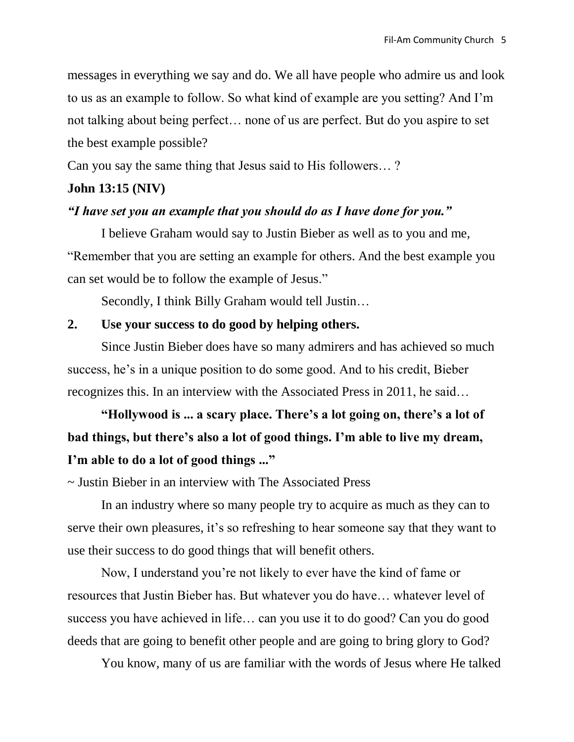messages in everything we say and do. We all have people who admire us and look to us as an example to follow. So what kind of example are you setting? And I'm not talking about being perfect… none of us are perfect. But do you aspire to set the best example possible?

Can you say the same thing that Jesus said to His followers… ?

**John 13:15 (NIV)**

***"I have set you an example that you should do as I have done for you."***

I believe Graham would say to Justin Bieber as well as to you and me, "Remember that you are setting an example for others. And the best example you can set would be to follow the example of Jesus."

Secondly, I think Billy Graham would tell Justin…

**2. Use your success to do good by helping others.**

Since Justin Bieber does have so many admirers and has achieved so much success, he's in a unique position to do some good. And to his credit, Bieber recognizes this. In an interview with the Associated Press in 2011, he said…

**"Hollywood is ... a scary place. There's a lot going on, there's a lot of bad things, but there's also a lot of good things. I'm able to live my dream, I'm able to do a lot of good things ..."**

~ Justin Bieber in an interview with The Associated Press

In an industry where so many people try to acquire as much as they can to serve their own pleasures, it's so refreshing to hear someone say that they want to use their success to do good things that will benefit others.

Now, I understand you're not likely to ever have the kind of fame or resources that Justin Bieber has. But whatever you do have… whatever level of success you have achieved in life… can you use it to do good? Can you do good deeds that are going to benefit other people and are going to bring glory to God?

You know, many of us are familiar with the words of Jesus where He talked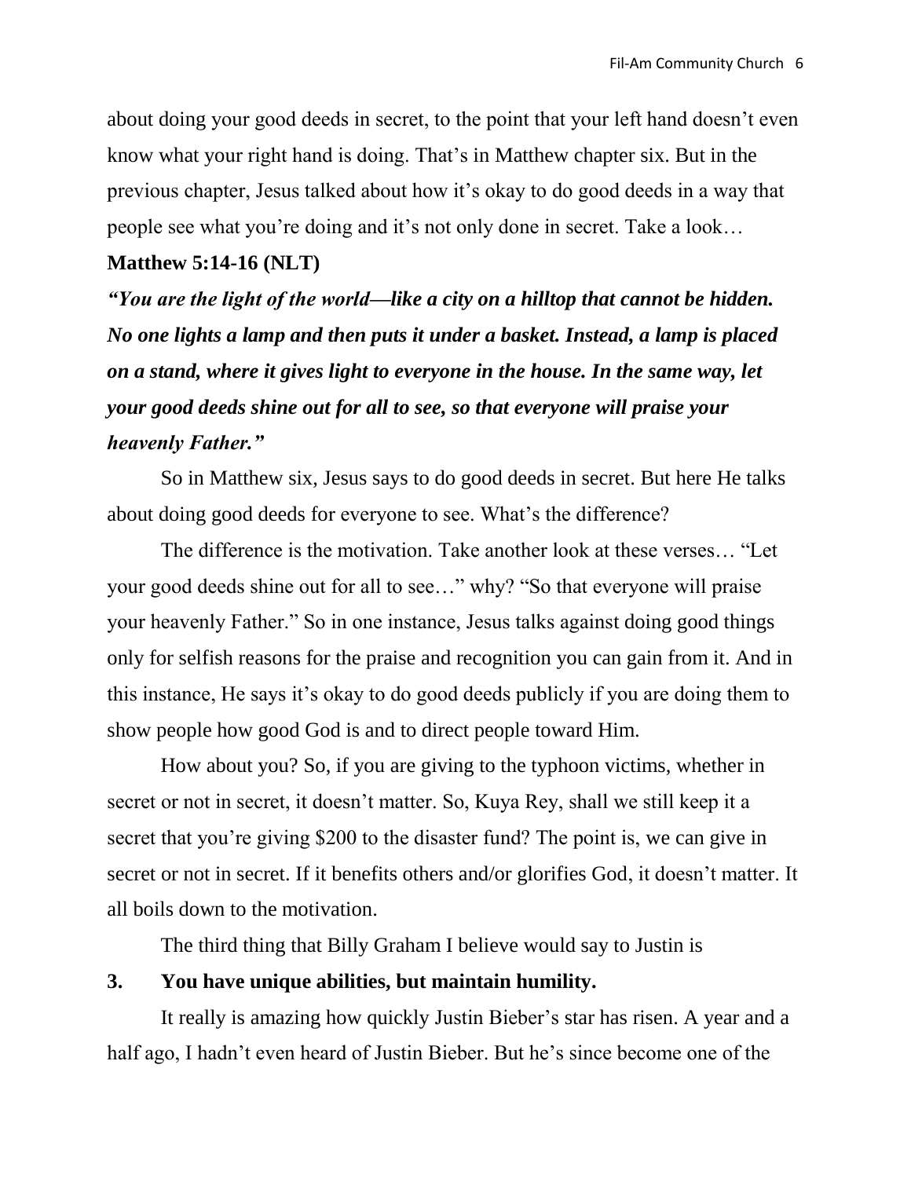about doing your good deeds in secret, to the point that your left hand doesn't even know what your right hand is doing. That's in Matthew chapter six. But in the previous chapter, Jesus talked about how it's okay to do good deeds in a way that people see what you're doing and it's not only done in secret. Take a look…

**Matthew 5:14-16 (NLT)**

***"You are the light of the world—like a city on a hilltop that cannot be hidden. No one lights a lamp and then puts it under a basket. Instead, a lamp is placed on a stand, where it gives light to everyone in the house. In the same way, let your good deeds shine out for all to see, so that everyone will praise your heavenly Father."***

So in Matthew six, Jesus says to do good deeds in secret. But here He talks about doing good deeds for everyone to see. What's the difference?

The difference is the motivation. Take another look at these verses… "Let your good deeds shine out for all to see…" why? "So that everyone will praise your heavenly Father." So in one instance, Jesus talks against doing good things only for selfish reasons for the praise and recognition you can gain from it. And in this instance, He says it's okay to do good deeds publicly if you are doing them to show people how good God is and to direct people toward Him.

How about you? So, if you are giving to the typhoon victims, whether in secret or not in secret, it doesn't matter. So, Kuya Rey, shall we still keep it a secret that you're giving $200 to the disaster fund? The point is, we can give in secret or not in secret. If it benefits others and/or glorifies God, it doesn't matter. It all boils down to the motivation.

The third thing that Billy Graham I believe would say to Justin is

**3. You have unique abilities, but maintain humility.**

It really is amazing how quickly Justin Bieber's star has risen. A year and a half ago, I hadn't even heard of Justin Bieber. But he's since become one of the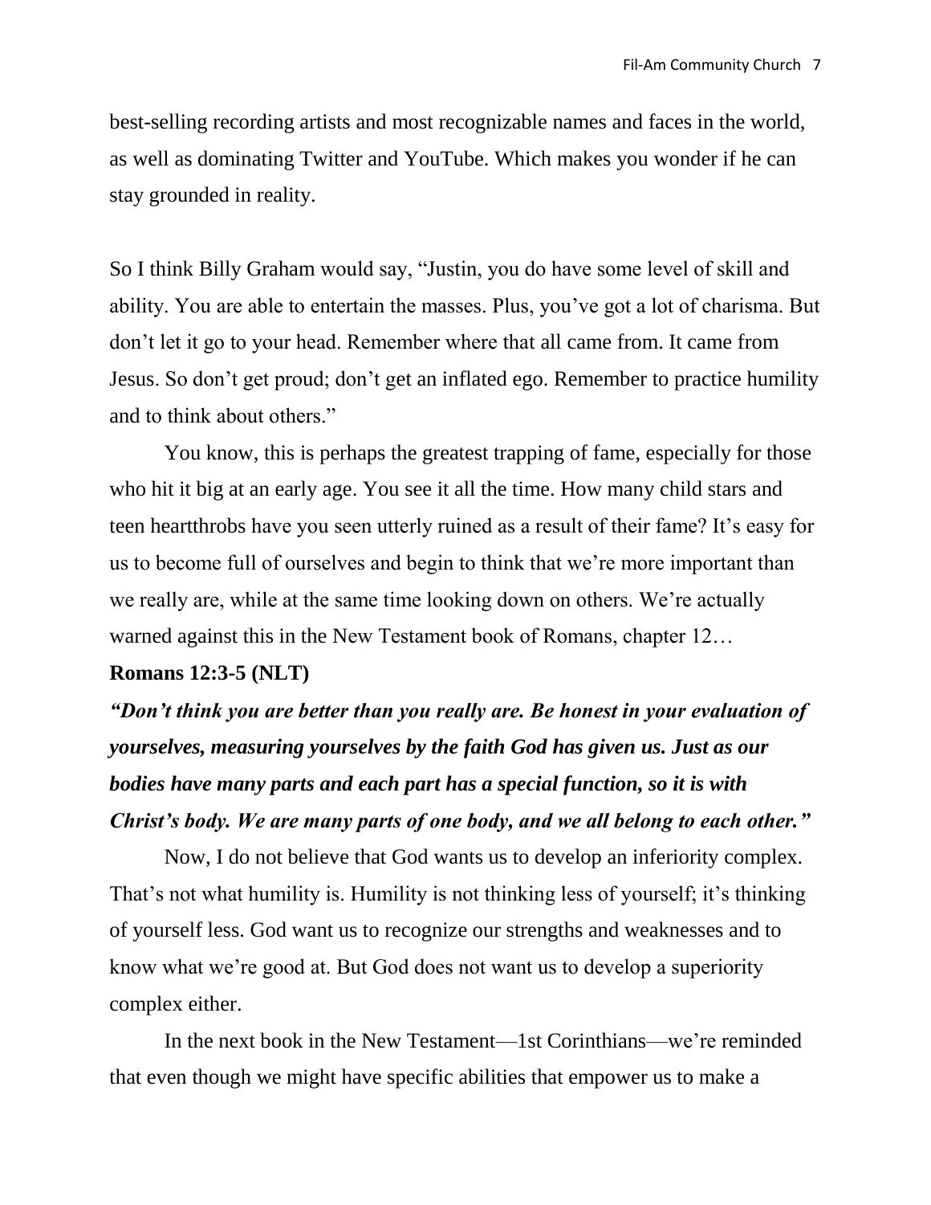best-selling recording artists and most recognizable names and faces in the world, as well as dominating Twitter and YouTube. Which makes you wonder if he can stay grounded in reality.

So I think Billy Graham would say, "Justin, you do have some level of skill and ability. You are able to entertain the masses. Plus, you've got a lot of charisma. But don't let it go to your head. Remember where that all came from. It came from Jesus. So don't get proud; don't get an inflated ego. Remember to practice humility and to think about others."

You know, this is perhaps the greatest trapping of fame, especially for those who hit it big at an early age. You see it all the time. How many child stars and teen heartthrobs have you seen utterly ruined as a result of their fame? It's easy for us to become full of ourselves and begin to think that we're more important than we really are, while at the same time looking down on others. We're actually warned against this in the New Testament book of Romans, chapter 12…

**Romans 12:3-5 (NLT)**

***"Don't think you are better than you really are. Be honest in your evaluation of yourselves, measuring yourselves by the faith God has given us. Just as our bodies have many parts and each part has a special function, so it is with Christ's body. We are many parts of one body, and we all belong to each other."***

Now, I do not believe that God wants us to develop an inferiority complex. That's not what humility is. Humility is not thinking less of yourself; it's thinking of yourself less. God want us to recognize our strengths and weaknesses and to know what we're good at. But God does not want us to develop a superiority complex either.

In the next book in the New Testament—1st Corinthians—we're reminded that even though we might have specific abilities that empower us to make a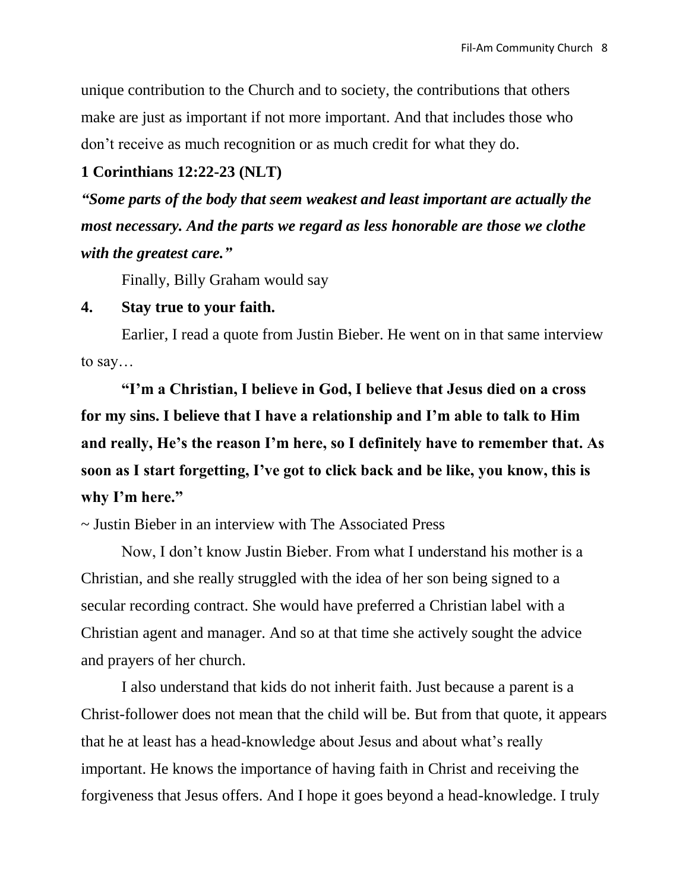unique contribution to the Church and to society, the contributions that others make are just as important if not more important. And that includes those who don't receive as much recognition or as much credit for what they do.

**1 Corinthians 12:22-23 (NLT)**

***"Some parts of the body that seem weakest and least important are actually the most necessary. And the parts we regard as less honorable are those we clothe with the greatest care."***

Finally, Billy Graham would say

**4. Stay true to your faith.**

Earlier, I read a quote from Justin Bieber. He went on in that same interview to say…

**"I'm a Christian, I believe in God, I believe that Jesus died on a cross for my sins. I believe that I have a relationship and I'm able to talk to Him and really, He's the reason I'm here, so I definitely have to remember that. As soon as I start forgetting, I've got to click back and be like, you know, this is why I'm here."**

~ Justin Bieber in an interview with The Associated Press

Now, I don't know Justin Bieber. From what I understand his mother is a Christian, and she really struggled with the idea of her son being signed to a secular recording contract. She would have preferred a Christian label with a Christian agent and manager. And so at that time she actively sought the advice and prayers of her church.

I also understand that kids do not inherit faith. Just because a parent is a Christ-follower does not mean that the child will be. But from that quote, it appears that he at least has a head-knowledge about Jesus and about what's really important. He knows the importance of having faith in Christ and receiving the forgiveness that Jesus offers. And I hope it goes beyond a head-knowledge. I truly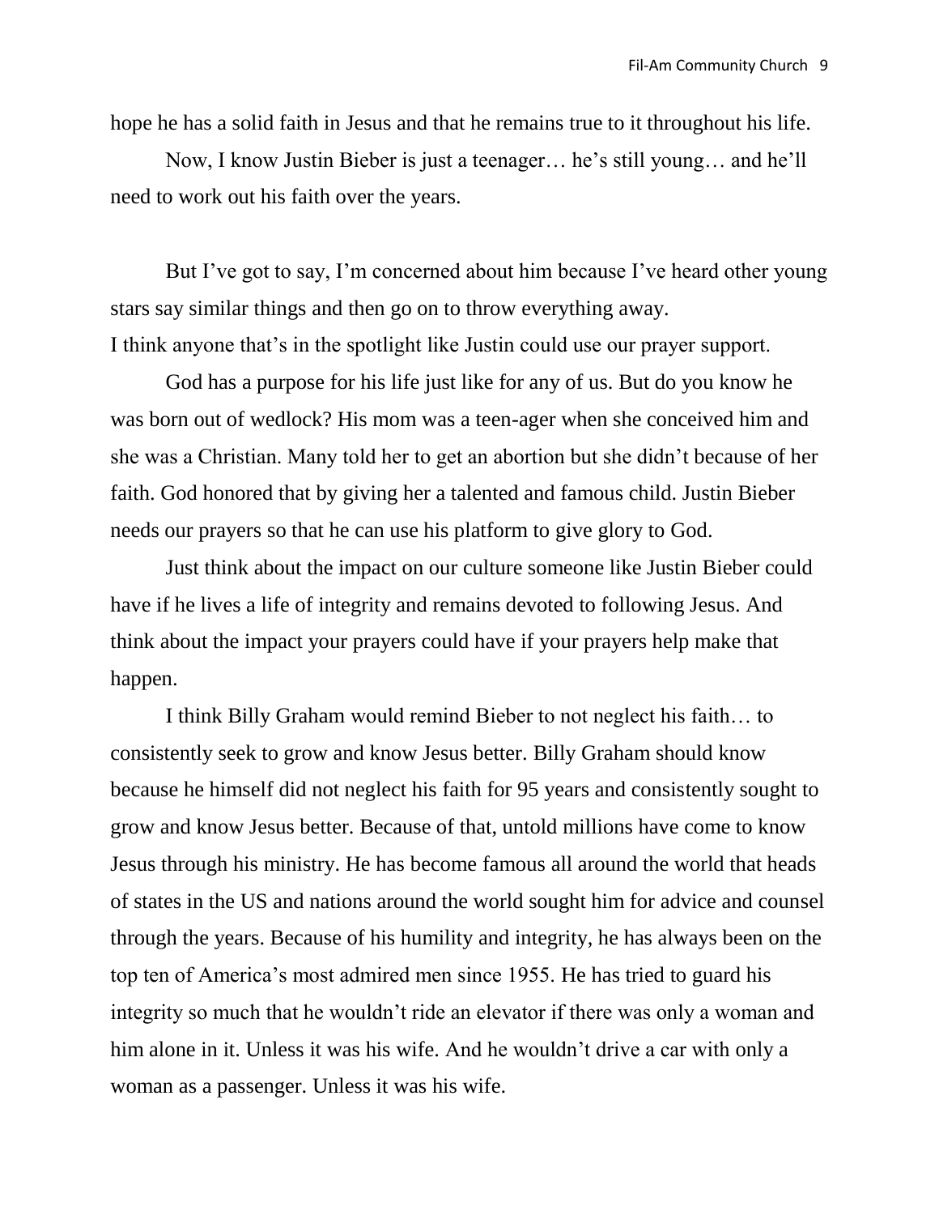hope he has a solid faith in Jesus and that he remains true to it throughout his life.

Now, I know Justin Bieber is just a teenager… he's still young… and he'll need to work out his faith over the years.

But I've got to say, I'm concerned about him because I've heard other young stars say similar things and then go on to throw everything away.
I think anyone that's in the spotlight like Justin could use our prayer support.

God has a purpose for his life just like for any of us. But do you know he was born out of wedlock? His mom was a teen-ager when she conceived him and she was a Christian. Many told her to get an abortion but she didn't because of her faith. God honored that by giving her a talented and famous child. Justin Bieber needs our prayers so that he can use his platform to give glory to God.

Just think about the impact on our culture someone like Justin Bieber could have if he lives a life of integrity and remains devoted to following Jesus. And think about the impact your prayers could have if your prayers help make that happen.

I think Billy Graham would remind Bieber to not neglect his faith… to consistently seek to grow and know Jesus better. Billy Graham should know because he himself did not neglect his faith for 95 years and consistently sought to grow and know Jesus better. Because of that, untold millions have come to know Jesus through his ministry. He has become famous all around the world that heads of states in the US and nations around the world sought him for advice and counsel through the years. Because of his humility and integrity, he has always been on the top ten of America's most admired men since 1955. He has tried to guard his integrity so much that he wouldn't ride an elevator if there was only a woman and him alone in it. Unless it was his wife. And he wouldn't drive a car with only a woman as a passenger. Unless it was his wife.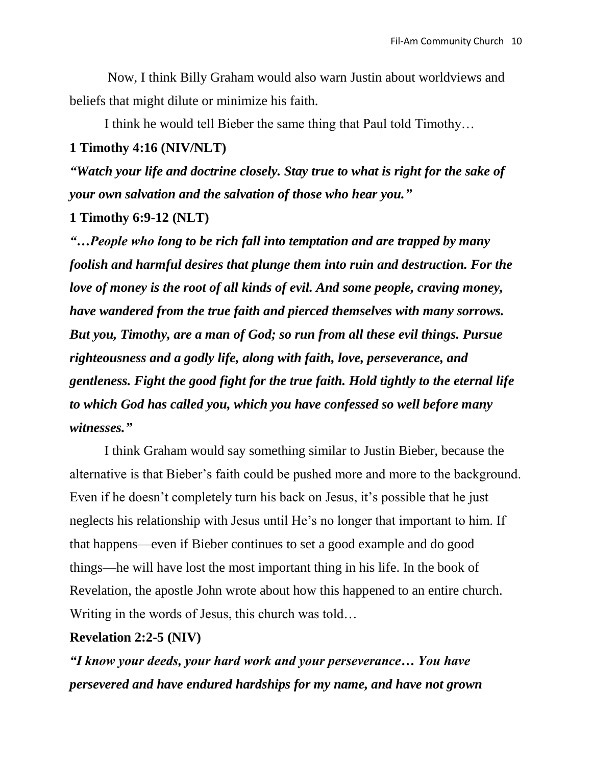Now, I think Billy Graham would also warn Justin about worldviews and beliefs that might dilute or minimize his faith.

I think he would tell Bieber the same thing that Paul told Timothy…

**1 Timothy 4:16 (NIV/NLT)**

***"Watch your life and doctrine closely. Stay true to what is right for the sake of your own salvation and the salvation of those who hear you."***

**1 Timothy 6:9-12 (NLT)**

***"…People who long to be rich fall into temptation and are trapped by many foolish and harmful desires that plunge them into ruin and destruction. For the love of money is the root of all kinds of evil. And some people, craving money, have wandered from the true faith and pierced themselves with many sorrows. But you, Timothy, are a man of God; so run from all these evil things. Pursue righteousness and a godly life, along with faith, love, perseverance, and gentleness. Fight the good fight for the true faith. Hold tightly to the eternal life to which God has called you, which you have confessed so well before many witnesses."***

I think Graham would say something similar to Justin Bieber, because the alternative is that Bieber's faith could be pushed more and more to the background. Even if he doesn't completely turn his back on Jesus, it's possible that he just neglects his relationship with Jesus until He's no longer that important to him. If that happens—even if Bieber continues to set a good example and do good things—he will have lost the most important thing in his life. In the book of Revelation, the apostle John wrote about how this happened to an entire church. Writing in the words of Jesus, this church was told…

**Revelation 2:2-5 (NIV)**

***"I know your deeds, your hard work and your perseverance… You have persevered and have endured hardships for my name, and have not grown***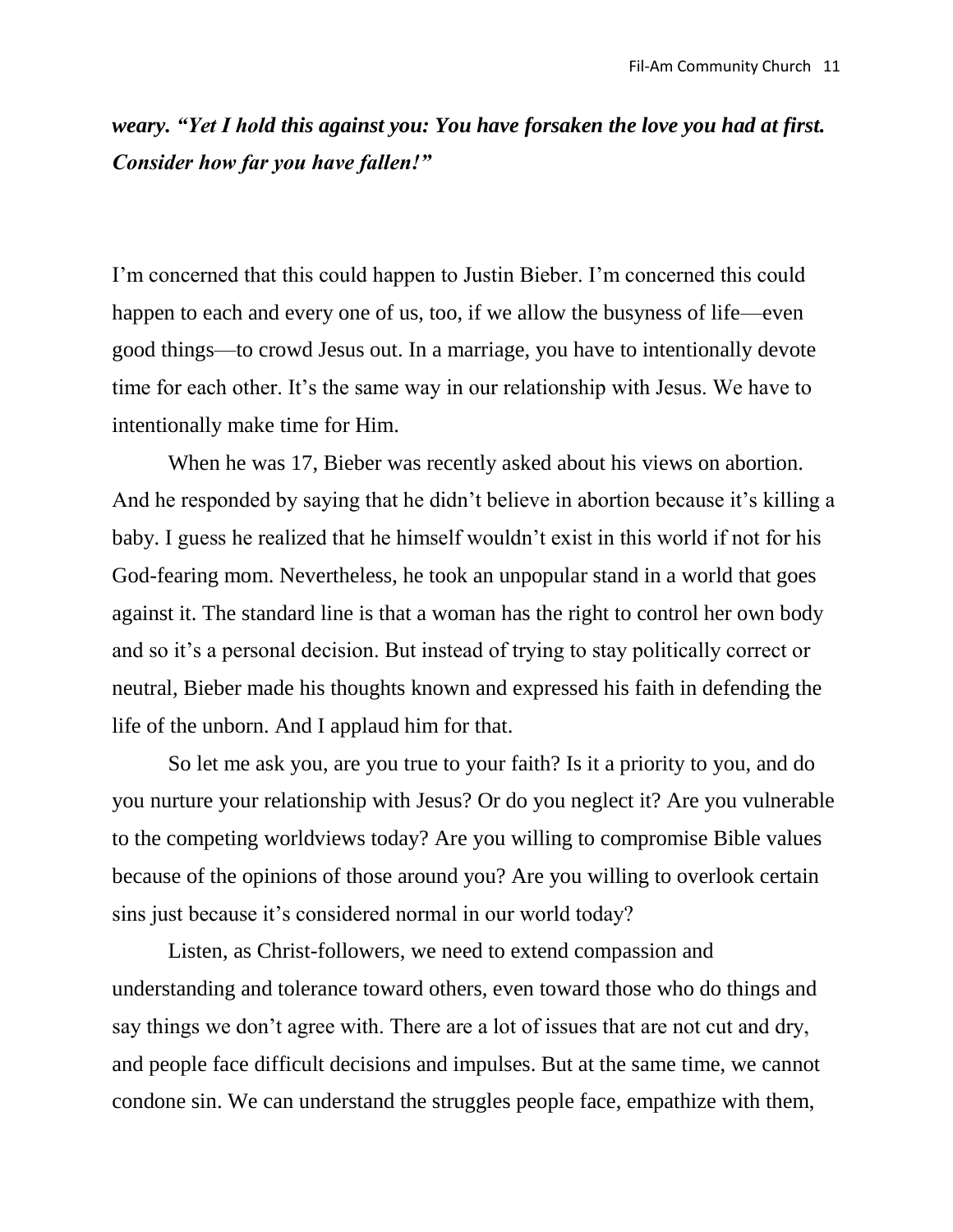***weary. "Yet I hold this against you: You have forsaken the love you had at first. Consider how far you have fallen!"***

I'm concerned that this could happen to Justin Bieber. I'm concerned this could happen to each and every one of us, too, if we allow the busyness of life—even good things—to crowd Jesus out. In a marriage, you have to intentionally devote time for each other. It's the same way in our relationship with Jesus. We have to intentionally make time for Him.

When he was 17, Bieber was recently asked about his views on abortion. And he responded by saying that he didn't believe in abortion because it's killing a baby. I guess he realized that he himself wouldn't exist in this world if not for his God-fearing mom. Nevertheless, he took an unpopular stand in a world that goes against it. The standard line is that a woman has the right to control her own body and so it's a personal decision. But instead of trying to stay politically correct or neutral, Bieber made his thoughts known and expressed his faith in defending the life of the unborn. And I applaud him for that.

So let me ask you, are you true to your faith? Is it a priority to you, and do you nurture your relationship with Jesus? Or do you neglect it? Are you vulnerable to the competing worldviews today? Are you willing to compromise Bible values because of the opinions of those around you? Are you willing to overlook certain sins just because it's considered normal in our world today?

Listen, as Christ-followers, we need to extend compassion and understanding and tolerance toward others, even toward those who do things and say things we don't agree with. There are a lot of issues that are not cut and dry, and people face difficult decisions and impulses. But at the same time, we cannot condone sin. We can understand the struggles people face, empathize with them,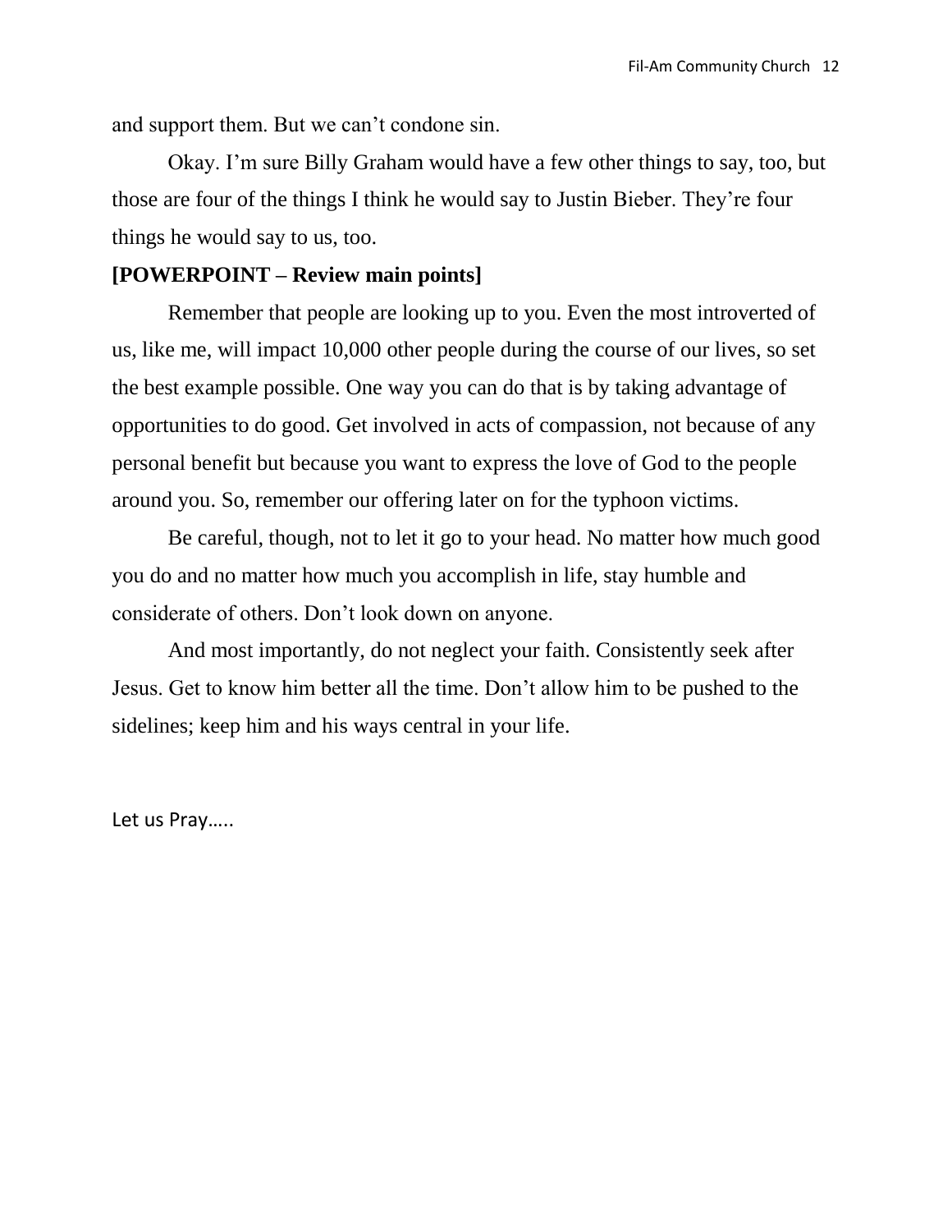and support them. But we can't condone sin.

Okay. I'm sure Billy Graham would have a few other things to say, too, but those are four of the things I think he would say to Justin Bieber. They're four things he would say to us, too.

**[POWERPOINT – Review main points]**

Remember that people are looking up to you. Even the most introverted of us, like me, will impact 10,000 other people during the course of our lives, so set the best example possible. One way you can do that is by taking advantage of opportunities to do good. Get involved in acts of compassion, not because of any personal benefit but because you want to express the love of God to the people around you. So, remember our offering later on for the typhoon victims.

Be careful, though, not to let it go to your head. No matter how much good you do and no matter how much you accomplish in life, stay humble and considerate of others. Don't look down on anyone.

And most importantly, do not neglect your faith. Consistently seek after Jesus. Get to know him better all the time. Don't allow him to be pushed to the sidelines; keep him and his ways central in your life.

Let us Pray…..